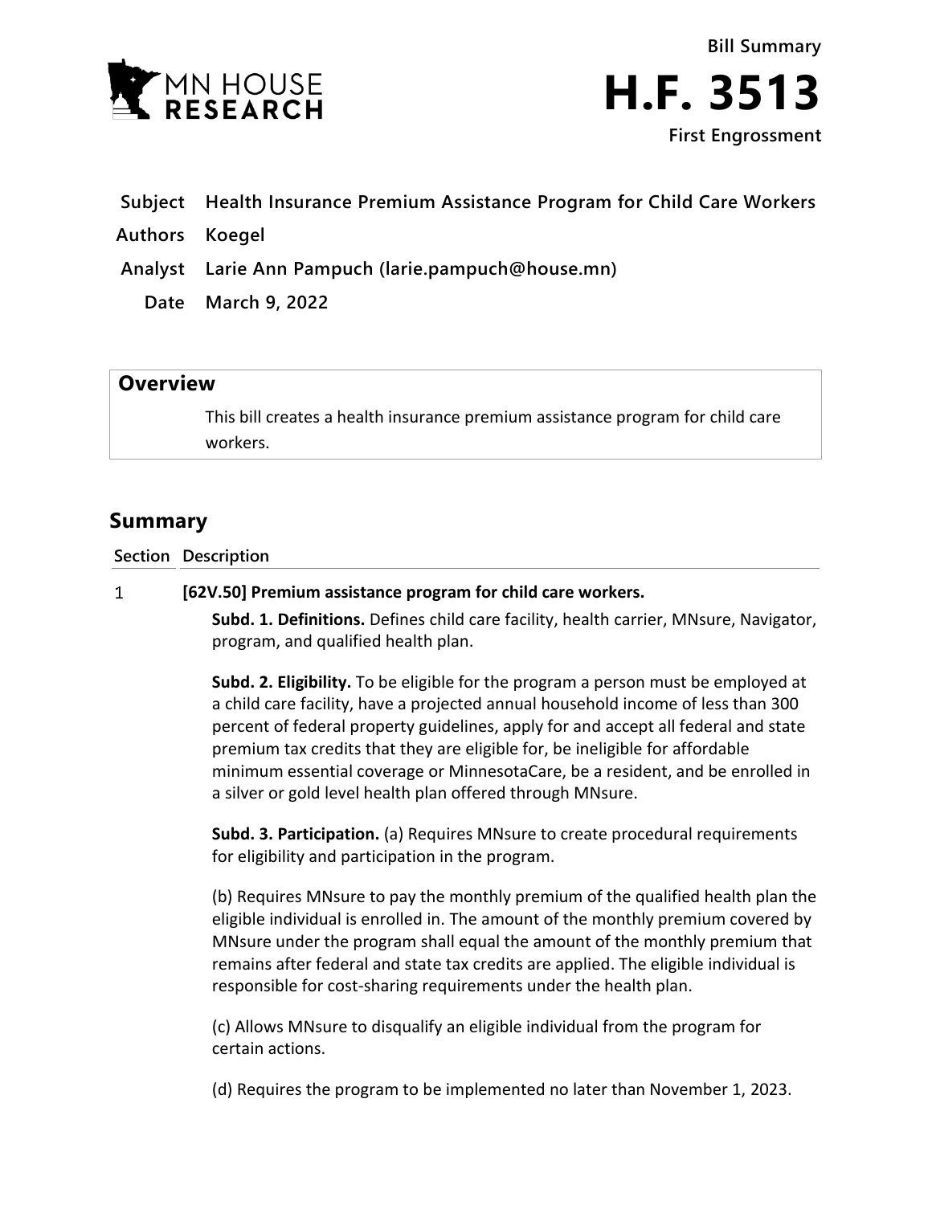MN HOUSE RESEARCH

Bill Summary

# H.F. 3513

First Engrossment

**Subject** Health Insurance Premium Assistance Program for Child Care Workers

**Authors** Koegel

**Analyst** Larie Ann Pampuch (larie.pampuch@house.mn)

**Date** March 9, 2022

## Overview

This bill creates a health insurance premium assistance program for child care workers.

## Summary

| Section | Description |
|---|---|

1 **[62V.50] Premium assistance program for child care workers.**

**Subd. 1. Definitions.** Defines child care facility, health carrier, MNsure, Navigator, program, and qualified health plan.

**Subd. 2. Eligibility.** To be eligible for the program a person must be employed at a child care facility, have a projected annual household income of less than 300 percent of federal property guidelines, apply for and accept all federal and state premium tax credits that they are eligible for, be ineligible for affordable minimum essential coverage or MinnesotaCare, be a resident, and be enrolled in a silver or gold level health plan offered through MNsure.

**Subd. 3. Participation.** (a) Requires MNsure to create procedural requirements for eligibility and participation in the program.

(b) Requires MNsure to pay the monthly premium of the qualified health plan the eligible individual is enrolled in. The amount of the monthly premium covered by MNsure under the program shall equal the amount of the monthly premium that remains after federal and state tax credits are applied. The eligible individual is responsible for cost-sharing requirements under the health plan.

(c) Allows MNsure to disqualify an eligible individual from the program for certain actions.

(d) Requires the program to be implemented no later than November 1, 2023.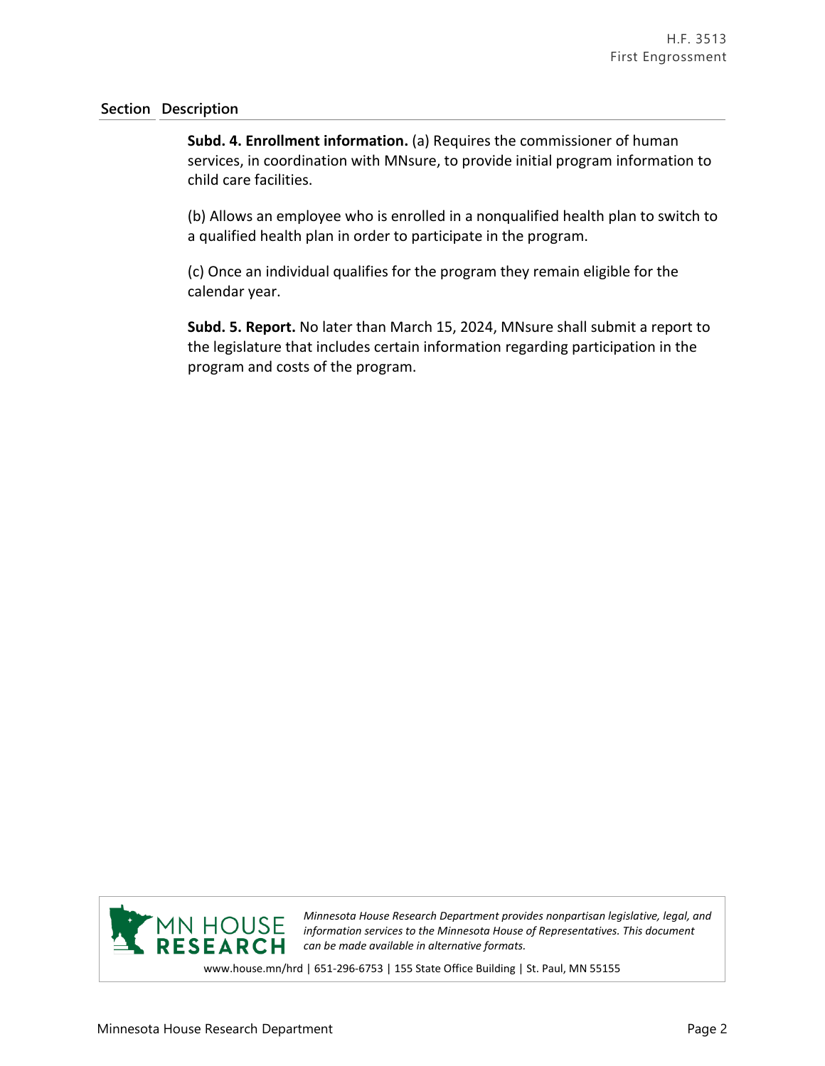| Section | Description |
|---|---|
| | **Subd. 4. Enrollment information.** (a) Requires the commissioner of human services, in coordination with MNsure, to provide initial program information to child care facilities.<br><br>(b) Allows an employee who is enrolled in a nonqualified health plan to switch to a qualified health plan in order to participate in the program.<br><br>(c) Once an individual qualifies for the program they remain eligible for the calendar year.<br><br>**Subd. 5. Report.** No later than March 15, 2024, MNsure shall submit a report to the legislature that includes certain information regarding participation in the program and costs of the program. |

MN HOUSE RESEARCH

*Minnesota House Research Department provides nonpartisan legislative, legal, and information services to the Minnesota House of Representatives. This document can be made available in alternative formats.*

www.house.mn/hrd | 651-296-6753 | 155 State Office Building | St. Paul, MN 55155